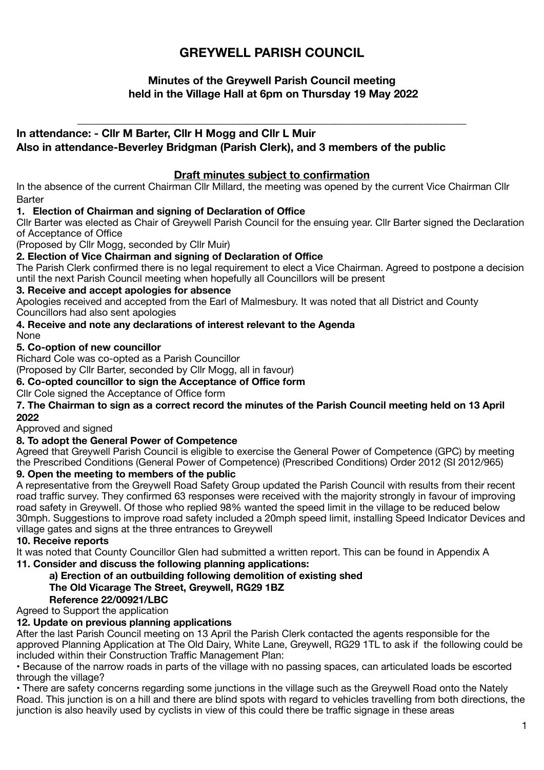# GREYWELL PARISH COUNCIL

**Minutes of the Greywell Parish Council meeting held in the Village Hall at 6pm on Thursday 19 May 2022**

---

**In attendance: - Cllr M Barter, Cllr H Mogg and Cllr L Muir**
**Also in attendance-Beverley Bridgman (Parish Clerk), and 3 members of the public**

**Draft minutes subject to confirmation**

In the absence of the current Chairman Cllr Millard, the meeting was opened by the current Vice Chairman Cllr Barter

**1. Election of Chairman and signing of Declaration of Office**

Cllr Barter was elected as Chair of Greywell Parish Council for the ensuing year. Cllr Barter signed the Declaration of Acceptance of Office

(Proposed by Cllr Mogg, seconded by Cllr Muir)

**2. Election of Vice Chairman and signing of Declaration of Office**

The Parish Clerk confirmed there is no legal requirement to elect a Vice Chairman. Agreed to postpone a decision until the next Parish Council meeting when hopefully all Councillors will be present

**3. Receive and accept apologies for absence**

Apologies received and accepted from the Earl of Malmesbury. It was noted that all District and County Councillors had also sent apologies

**4. Receive and note any declarations of interest relevant to the Agenda**

None

**5. Co-option of new councillor**

Richard Cole was co-opted as a Parish Councillor

(Proposed by Cllr Barter, seconded by Cllr Mogg, all in favour)

**6. Co-opted councillor to sign the Acceptance of Office form**

Cllr Cole signed the Acceptance of Office form

**7. The Chairman to sign as a correct record the minutes of the Parish Council meeting held on 13 April 2022**

Approved and signed

**8. To adopt the General Power of Competence**

Agreed that Greywell Parish Council is eligible to exercise the General Power of Competence (GPC) by meeting the Prescribed Conditions (General Power of Competence) (Prescribed Conditions) Order 2012 (SI 2012/965)

**9. Open the meeting to members of the public**

A representative from the Greywell Road Safety Group updated the Parish Council with results from their recent road traffic survey. They confirmed 63 responses were received with the majority strongly in favour of improving road safety in Greywell. Of those who replied 98% wanted the speed limit in the village to be reduced below 30mph. Suggestions to improve road safety included a 20mph speed limit, installing Speed Indicator Devices and village gates and signs at the three entrances to Greywell

**10. Receive reports**

It was noted that County Councillor Glen had submitted a written report. This can be found in Appendix A

**11. Consider and discuss the following planning applications:**

**a) Erection of an outbuilding following demolition of existing shed**
**The Old Vicarage The Street, Greywell, RG29 1BZ**
**Reference 22/00921/LBC**

Agreed to Support the application

**12. Update on previous planning applications**

After the last Parish Council meeting on 13 April the Parish Clerk contacted the agents responsible for the approved Planning Application at The Old Dairy, White Lane, Greywell, RG29 1TL to ask if the following could be included within their Construction Traffic Management Plan:

- Because of the narrow roads in parts of the village with no passing spaces, can articulated loads be escorted through the village?
- There are safety concerns regarding some junctions in the village such as the Greywell Road onto the Nately Road. This junction is on a hill and there are blind spots with regard to vehicles travelling from both directions, the junction is also heavily used by cyclists in view of this could there be traffic signage in these areas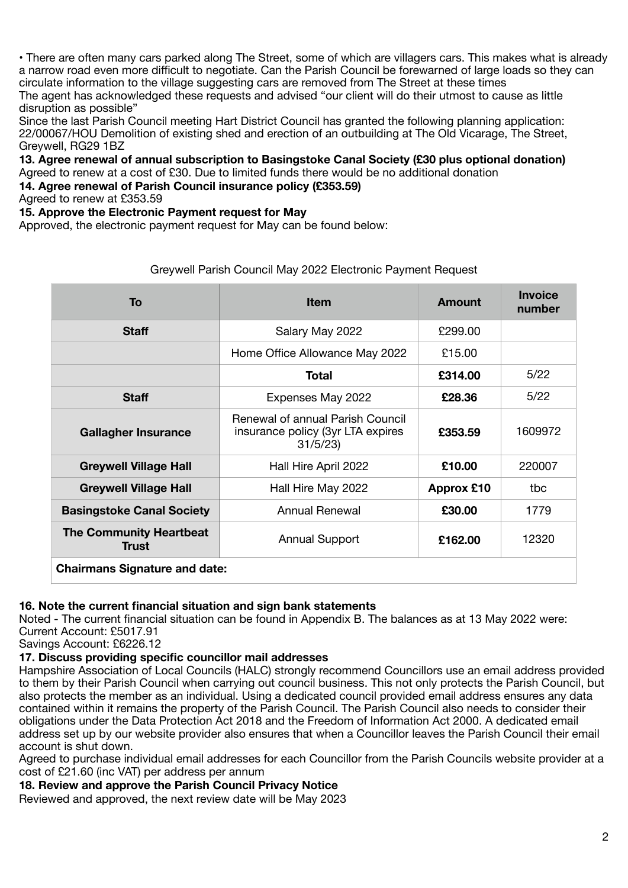• There are often many cars parked along The Street, some of which are villagers cars. This makes what is already a narrow road even more difficult to negotiate. Can the Parish Council be forewarned of large loads so they can circulate information to the village suggesting cars are removed from The Street at these times

The agent has acknowledged these requests and advised "our client will do their utmost to cause as little disruption as possible"

Since the last Parish Council meeting Hart District Council has granted the following planning application: 22/00067/HOU Demolition of existing shed and erection of an outbuilding at The Old Vicarage, The Street, Greywell, RG29 1BZ

**13. Agree renewal of annual subscription to Basingstoke Canal Society (£30 plus optional donation)**

Agreed to renew at a cost of £30. Due to limited funds there would be no additional donation

**14. Agree renewal of Parish Council insurance policy (£353.59)**

Agreed to renew at £353.59

**15. Approve the Electronic Payment request for May**

Approved, the electronic payment request for May can be found below:

Greywell Parish Council May 2022 Electronic Payment Request

| To | Item | Amount | Invoice number |
|---|---|---|---|
| **Staff** | Salary May 2022 | £299.00 | |
| | Home Office Allowance May 2022 | £15.00 | |
| | **Total** | **£314.00** | 5/22 |
| **Staff** | Expenses May 2022 | **£28.36** | 5/22 |
| **Gallagher Insurance** | Renewal of annual Parish Council insurance policy (3yr LTA expires 31/5/23) | **£353.59** | 1609972 |
| **Greywell Village Hall** | Hall Hire April 2022 | **£10.00** | 220007 |
| **Greywell Village Hall** | Hall Hire May 2022 | **Approx £10** | tbc |
| **Basingstoke Canal Society** | Annual Renewal | **£30.00** | 1779 |
| **The Community Heartbeat Trust** | Annual Support | **£162.00** | 12320 |
| **Chairmans Signature and date:** | | | |

**16. Note the current financial situation and sign bank statements**

Noted - The current financial situation can be found in Appendix B. The balances as at 13 May 2022 were:

Current Account: £5017.91

Savings Account: £6226.12

**17. Discuss providing specific councillor mail addresses**

Hampshire Association of Local Councils (HALC) strongly recommend Councillors use an email address provided to them by their Parish Council when carrying out council business. This not only protects the Parish Council, but also protects the member as an individual. Using a dedicated council provided email address ensures any data contained within it remains the property of the Parish Council. The Parish Council also needs to consider their obligations under the Data Protection Act 2018 and the Freedom of Information Act 2000. A dedicated email address set up by our website provider also ensures that when a Councillor leaves the Parish Council their email account is shut down.

Agreed to purchase individual email addresses for each Councillor from the Parish Councils website provider at a cost of £21.60 (inc VAT) per address per annum

**18. Review and approve the Parish Council Privacy Notice**

Reviewed and approved, the next review date will be May 2023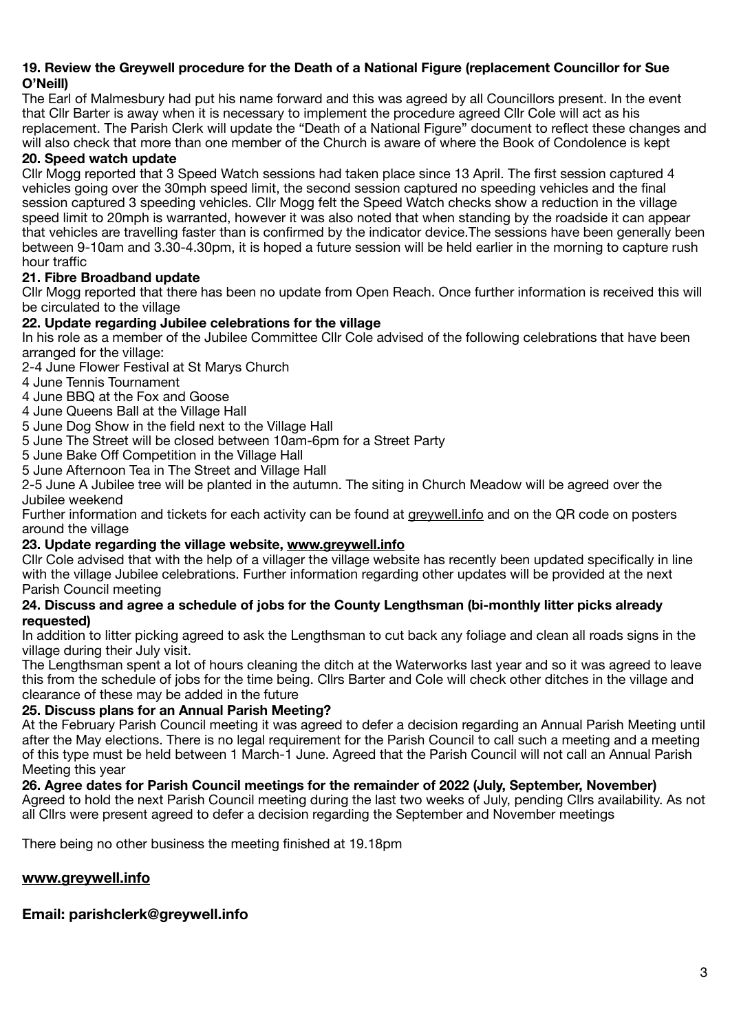**19. Review the Greywell procedure for the Death of a National Figure (replacement Councillor for Sue O'Neill)**

The Earl of Malmesbury had put his name forward and this was agreed by all Councillors present. In the event that Cllr Barter is away when it is necessary to implement the procedure agreed Cllr Cole will act as his replacement. The Parish Clerk will update the "Death of a National Figure" document to reflect these changes and will also check that more than one member of the Church is aware of where the Book of Condolence is kept

**20. Speed watch update**

Cllr Mogg reported that 3 Speed Watch sessions had taken place since 13 April. The first session captured 4 vehicles going over the 30mph speed limit, the second session captured no speeding vehicles and the final session captured 3 speeding vehicles. Cllr Mogg felt the Speed Watch checks show a reduction in the village speed limit to 20mph is warranted, however it was also noted that when standing by the roadside it can appear that vehicles are travelling faster than is confirmed by the indicator device.The sessions have been generally been between 9-10am and 3.30-4.30pm, it is hoped a future session will be held earlier in the morning to capture rush hour traffic

**21. Fibre Broadband update**

Cllr Mogg reported that there has been no update from Open Reach. Once further information is received this will be circulated to the village

**22. Update regarding Jubilee celebrations for the village**

In his role as a member of the Jubilee Committee Cllr Cole advised of the following celebrations that have been arranged for the village:

2-4 June Flower Festival at St Marys Church
4 June Tennis Tournament
4 June BBQ at the Fox and Goose
4 June Queens Ball at the Village Hall
5 June Dog Show in the field next to the Village Hall
5 June The Street will be closed between 10am-6pm for a Street Party
5 June Bake Off Competition in the Village Hall
5 June Afternoon Tea in The Street and Village Hall
2-5 June A Jubilee tree will be planted in the autumn. The siting in Church Meadow will be agreed over the Jubilee weekend

Further information and tickets for each activity can be found at greywell.info and on the QR code on posters around the village

**23. Update regarding the village website, www.greywell.info**

Cllr Cole advised that with the help of a villager the village website has recently been updated specifically in line with the village Jubilee celebrations. Further information regarding other updates will be provided at the next Parish Council meeting

**24. Discuss and agree a schedule of jobs for the County Lengthsman (bi-monthly litter picks already requested)**

In addition to litter picking agreed to ask the Lengthsman to cut back any foliage and clean all roads signs in the village during their July visit.

The Lengthsman spent a lot of hours cleaning the ditch at the Waterworks last year and so it was agreed to leave this from the schedule of jobs for the time being. Cllrs Barter and Cole will check other ditches in the village and clearance of these may be added in the future

**25. Discuss plans for an Annual Parish Meeting?**

At the February Parish Council meeting it was agreed to defer a decision regarding an Annual Parish Meeting until after the May elections. There is no legal requirement for the Parish Council to call such a meeting and a meeting of this type must be held between 1 March-1 June. Agreed that the Parish Council will not call an Annual Parish Meeting this year

**26. Agree dates for Parish Council meetings for the remainder of 2022 (July, September, November)**

Agreed to hold the next Parish Council meeting during the last two weeks of July, pending Cllrs availability. As not all Cllrs were present agreed to defer a decision regarding the September and November meetings

There being no other business the meeting finished at 19.18pm

**www.greywell.info**

**Email: parishclerk@greywell.info**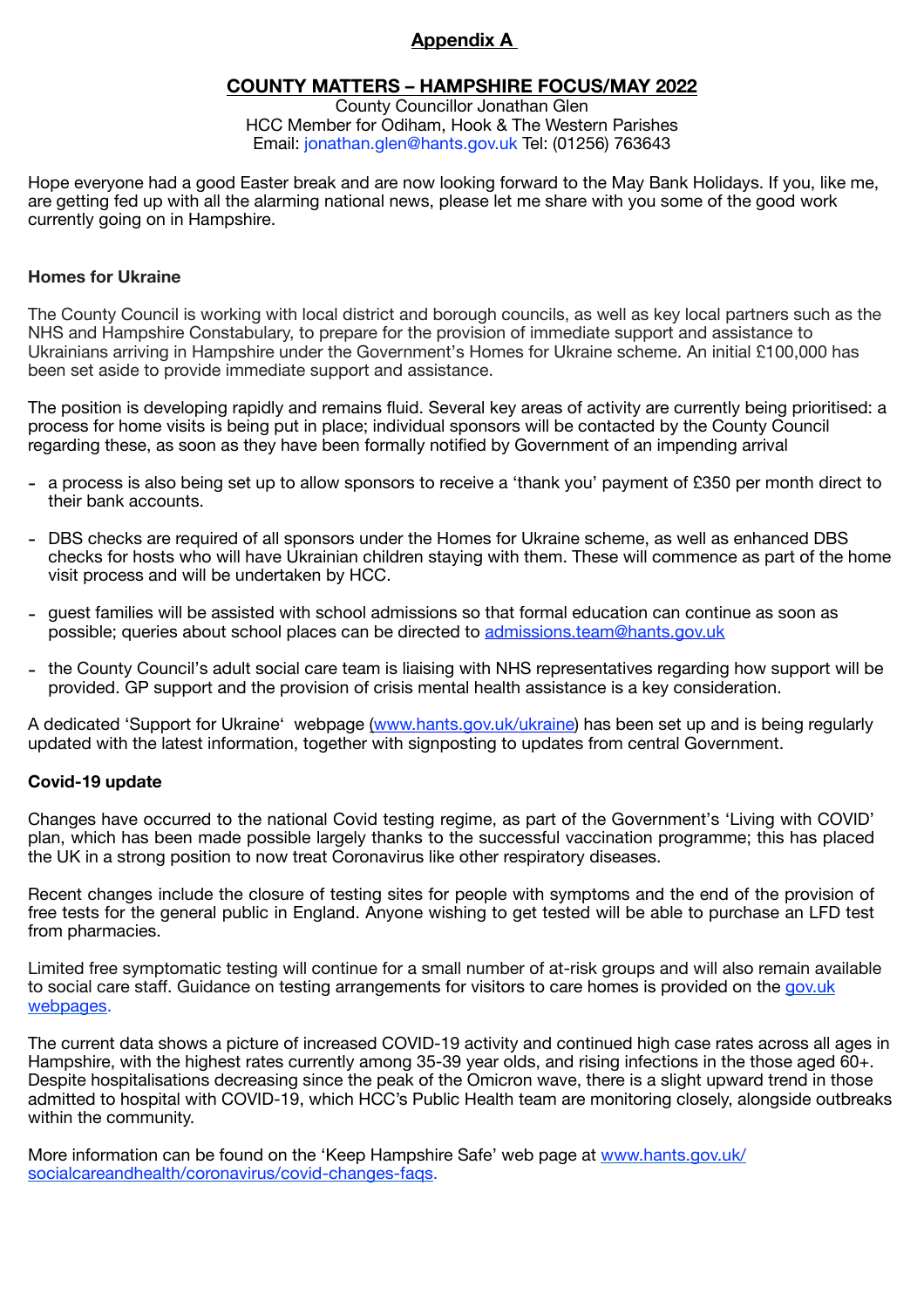## Appendix A

## COUNTY MATTERS – HAMPSHIRE FOCUS/MAY 2022

County Councillor Jonathan Glen
HCC Member for Odiham, Hook & The Western Parishes
Email: jonathan.glen@hants.gov.uk Tel: (01256) 763643

Hope everyone had a good Easter break and are now looking forward to the May Bank Holidays. If you, like me, are getting fed up with all the alarming national news, please let me share with you some of the good work currently going on in Hampshire.

**Homes for Ukraine**

The County Council is working with local district and borough councils, as well as key local partners such as the NHS and Hampshire Constabulary, to prepare for the provision of immediate support and assistance to Ukrainians arriving in Hampshire under the Government's Homes for Ukraine scheme. An initial £100,000 has been set aside to provide immediate support and assistance.

The position is developing rapidly and remains fluid. Several key areas of activity are currently being prioritised: a process for home visits is being put in place; individual sponsors will be contacted by the County Council regarding these, as soon as they have been formally notified by Government of an impending arrival

- a process is also being set up to allow sponsors to receive a 'thank you' payment of £350 per month direct to their bank accounts.
- DBS checks are required of all sponsors under the Homes for Ukraine scheme, as well as enhanced DBS checks for hosts who will have Ukrainian children staying with them. These will commence as part of the home visit process and will be undertaken by HCC.
- guest families will be assisted with school admissions so that formal education can continue as soon as possible; queries about school places can be directed to admissions.team@hants.gov.uk
- the County Council's adult social care team is liaising with NHS representatives regarding how support will be provided. GP support and the provision of crisis mental health assistance is a key consideration.

A dedicated 'Support for Ukraine' webpage (www.hants.gov.uk/ukraine) has been set up and is being regularly updated with the latest information, together with signposting to updates from central Government.

**Covid-19 update**

Changes have occurred to the national Covid testing regime, as part of the Government's 'Living with COVID' plan, which has been made possible largely thanks to the successful vaccination programme; this has placed the UK in a strong position to now treat Coronavirus like other respiratory diseases.

Recent changes include the closure of testing sites for people with symptoms and the end of the provision of free tests for the general public in England. Anyone wishing to get tested will be able to purchase an LFD test from pharmacies.

Limited free symptomatic testing will continue for a small number of at-risk groups and will also remain available to social care staff. Guidance on testing arrangements for visitors to care homes is provided on the gov.uk webpages.

The current data shows a picture of increased COVID-19 activity and continued high case rates across all ages in Hampshire, with the highest rates currently among 35-39 year olds, and rising infections in the those aged 60+. Despite hospitalisations decreasing since the peak of the Omicron wave, there is a slight upward trend in those admitted to hospital with COVID-19, which HCC's Public Health team are monitoring closely, alongside outbreaks within the community.

More information can be found on the 'Keep Hampshire Safe' web page at www.hants.gov.uk/socialcareandhealth/coronavirus/covid-changes-faqs.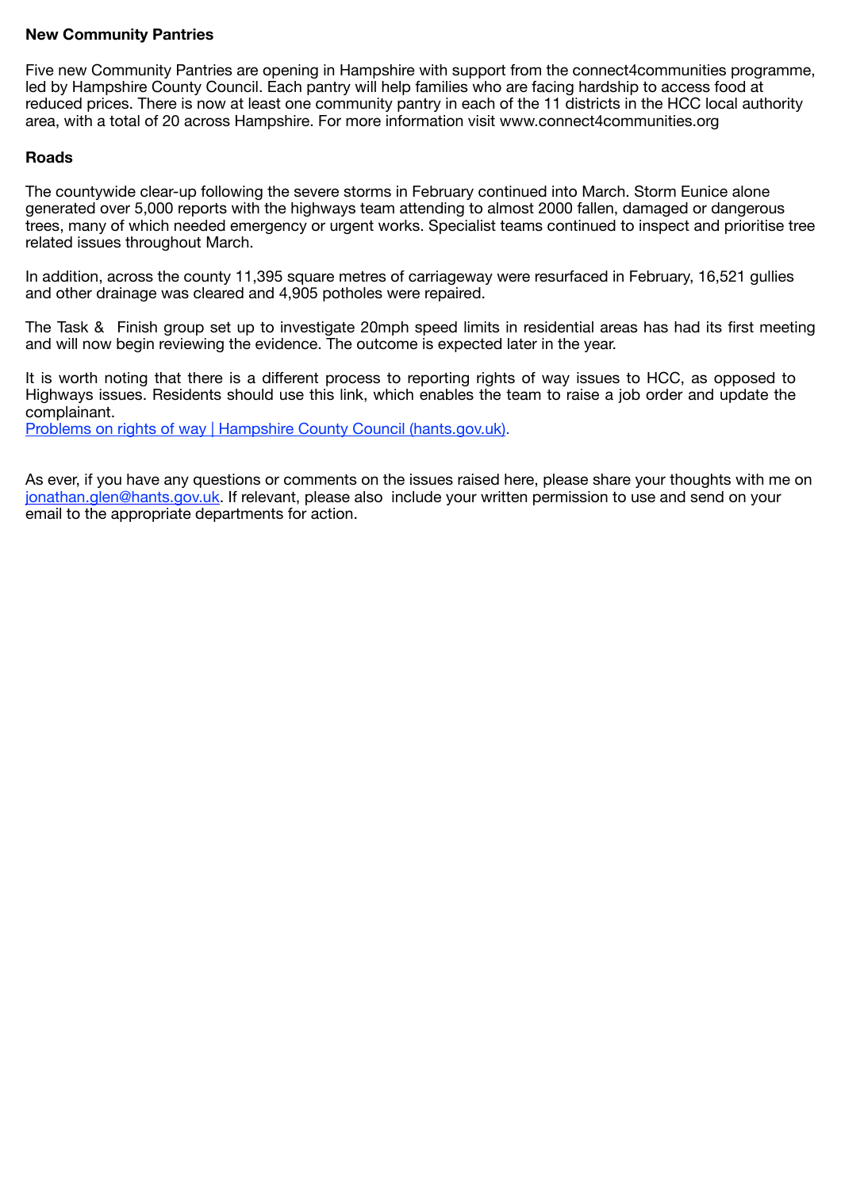**New Community Pantries**

Five new Community Pantries are opening in Hampshire with support from the connect4communities programme, led by Hampshire County Council. Each pantry will help families who are facing hardship to access food at reduced prices. There is now at least one community pantry in each of the 11 districts in the HCC local authority area, with a total of 20 across Hampshire. For more information visit www.connect4communities.org

**Roads**

The countywide clear-up following the severe storms in February continued into March. Storm Eunice alone generated over 5,000 reports with the highways team attending to almost 2000 fallen, damaged or dangerous trees, many of which needed emergency or urgent works. Specialist teams continued to inspect and prioritise tree related issues throughout March.

In addition, across the county 11,395 square metres of carriageway were resurfaced in February, 16,521 gullies and other drainage was cleared and 4,905 potholes were repaired.

The Task & Finish group set up to investigate 20mph speed limits in residential areas has had its first meeting and will now begin reviewing the evidence. The outcome is expected later in the year.

It is worth noting that there is a different process to reporting rights of way issues to HCC, as opposed to Highways issues. Residents should use this link, which enables the team to raise a job order and update the complainant.
Problems on rights of way | Hampshire County Council (hants.gov.uk).

As ever, if you have any questions or comments on the issues raised here, please share your thoughts with me on jonathan.glen@hants.gov.uk. If relevant, please also include your written permission to use and send on your email to the appropriate departments for action.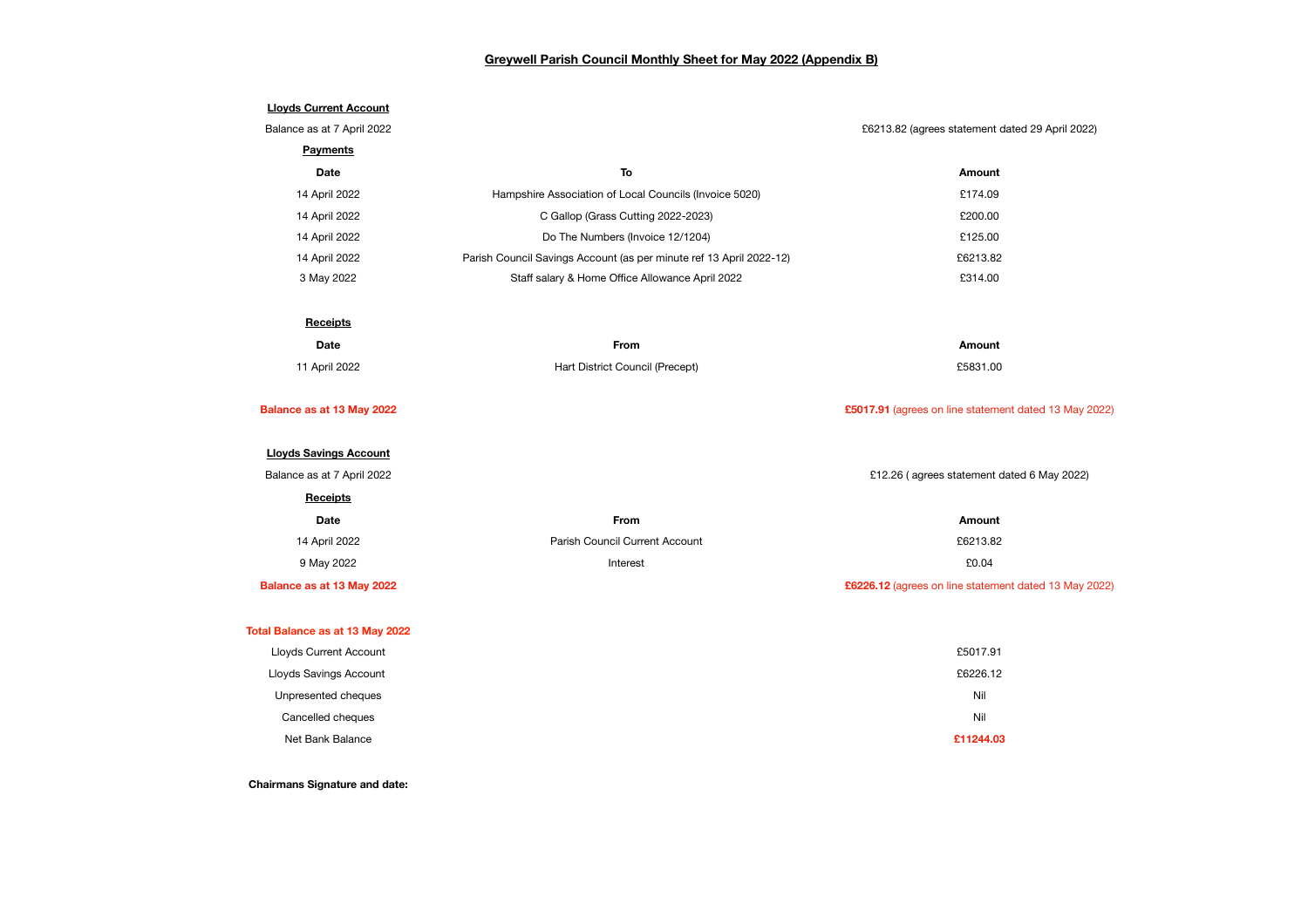## Greywell Parish Council Monthly Sheet for May 2022 (Appendix B)

**Lloyds Current Account**

Balance as at 7 April 2022 — £6213.82 (agrees statement dated 29 April 2022)

**Payments**

| Date | To | Amount |
|---|---|---|
| 14 April 2022 | Hampshire Association of Local Councils (Invoice 5020) | £174.09 |
| 14 April 2022 | C Gallop (Grass Cutting 2022-2023) | £200.00 |
| 14 April 2022 | Do The Numbers (Invoice 12/1204) | £125.00 |
| 14 April 2022 | Parish Council Savings Account (as per minute ref 13 April 2022-12) | £6213.82 |
| 3 May 2022 | Staff salary & Home Office Allowance April 2022 | £314.00 |

**Receipts**

| Date | From | Amount |
|---|---|---|
| 11 April 2022 | Hart District Council (Precept) | £5831.00 |

**Balance as at 13 May 2022** — **£5017.91** (agrees on line statement dated 13 May 2022)

**Lloyds Savings Account**

Balance as at 7 April 2022 — £12.26 ( agrees statement dated 6 May 2022)

**Receipts**

| Date | From | Amount |
|---|---|---|
| 14 April 2022 | Parish Council Current Account | £6213.82 |
| 9 May 2022 | Interest | £0.04 |

**Balance as at 13 May 2022** — **£6226.12** (agrees on line statement dated 13 May 2022)

**Total Balance as at 13 May 2022**

| | |
|---|---|
| Lloyds Current Account | £5017.91 |
| Lloyds Savings Account | £6226.12 |
| Unpresented cheques | Nil |
| Cancelled cheques | Nil |
| Net Bank Balance | **£11244.03** |

**Chairmans Signature and date:**